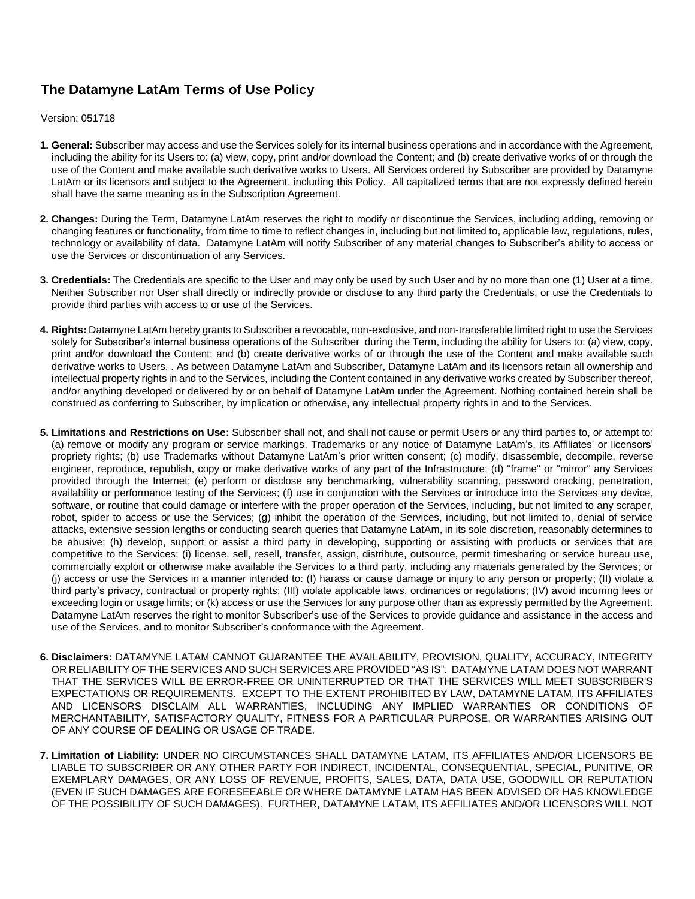# The Datamyne LatAm Terms of Use Policy

Version: 051718

1. **General:** Subscriber may access and use the Services solely for its internal business operations and in accordance with the Agreement, including the ability for its Users to: (a) view, copy, print and/or download the Content; and (b) create derivative works of or through the use of the Content and make available such derivative works to Users. All Services ordered by Subscriber are provided by Datamyne LatAm or its licensors and subject to the Agreement, including this Policy. All capitalized terms that are not expressly defined herein shall have the same meaning as in the Subscription Agreement.

2. **Changes:** During the Term, Datamyne LatAm reserves the right to modify or discontinue the Services, including adding, removing or changing features or functionality, from time to time to reflect changes in, including but not limited to, applicable law, regulations, rules, technology or availability of data. Datamyne LatAm will notify Subscriber of any material changes to Subscriber's ability to access or use the Services or discontinuation of any Services.

3. **Credentials:** The Credentials are specific to the User and may only be used by such User and by no more than one (1) User at a time. Neither Subscriber nor User shall directly or indirectly provide or disclose to any third party the Credentials, or use the Credentials to provide third parties with access to or use of the Services.

4. **Rights:** Datamyne LatAm hereby grants to Subscriber a revocable, non-exclusive, and non-transferable limited right to use the Services solely for Subscriber's internal business operations of the Subscriber during the Term, including the ability for Users to: (a) view, copy, print and/or download the Content; and (b) create derivative works of or through the use of the Content and make available such derivative works to Users. . As between Datamyne LatAm and Subscriber, Datamyne LatAm and its licensors retain all ownership and intellectual property rights in and to the Services, including the Content contained in any derivative works created by Subscriber thereof, and/or anything developed or delivered by or on behalf of Datamyne LatAm under the Agreement. Nothing contained herein shall be construed as conferring to Subscriber, by implication or otherwise, any intellectual property rights in and to the Services.

5. **Limitations and Restrictions on Use:** Subscriber shall not, and shall not cause or permit Users or any third parties to, or attempt to: (a) remove or modify any program or service markings, Trademarks or any notice of Datamyne LatAm's, its Affiliates' or licensors' propriety rights; (b) use Trademarks without Datamyne LatAm's prior written consent; (c) modify, disassemble, decompile, reverse engineer, reproduce, republish, copy or make derivative works of any part of the Infrastructure; (d) "frame" or "mirror" any Services provided through the Internet; (e) perform or disclose any benchmarking, vulnerability scanning, password cracking, penetration, availability or performance testing of the Services; (f) use in conjunction with the Services or introduce into the Services any device, software, or routine that could damage or interfere with the proper operation of the Services, including, but not limited to any scraper, robot, spider to access or use the Services; (g) inhibit the operation of the Services, including, but not limited to, denial of service attacks, extensive session lengths or conducting search queries that Datamyne LatAm, in its sole discretion, reasonably determines to be abusive; (h) develop, support or assist a third party in developing, supporting or assisting with products or services that are competitive to the Services; (i) license, sell, resell, transfer, assign, distribute, outsource, permit timesharing or service bureau use, commercially exploit or otherwise make available the Services to a third party, including any materials generated by the Services; or (j) access or use the Services in a manner intended to: (I) harass or cause damage or injury to any person or property; (II) violate a third party's privacy, contractual or property rights; (III) violate applicable laws, ordinances or regulations; (IV) avoid incurring fees or exceeding login or usage limits; or (k) access or use the Services for any purpose other than as expressly permitted by the Agreement. Datamyne LatAm reserves the right to monitor Subscriber's use of the Services to provide guidance and assistance in the access and use of the Services, and to monitor Subscriber's conformance with the Agreement.

6. **Disclaimers:** DATAMYNE LATAM CANNOT GUARANTEE THE AVAILABILITY, PROVISION, QUALITY, ACCURACY, INTEGRITY OR RELIABILITY OF THE SERVICES AND SUCH SERVICES ARE PROVIDED "AS IS". DATAMYNE LATAM DOES NOT WARRANT THAT THE SERVICES WILL BE ERROR-FREE OR UNINTERRUPTED OR THAT THE SERVICES WILL MEET SUBSCRIBER'S EXPECTATIONS OR REQUIREMENTS. EXCEPT TO THE EXTENT PROHIBITED BY LAW, DATAMYNE LATAM, ITS AFFILIATES AND LICENSORS DISCLAIM ALL WARRANTIES, INCLUDING ANY IMPLIED WARRANTIES OR CONDITIONS OF MERCHANTABILITY, SATISFACTORY QUALITY, FITNESS FOR A PARTICULAR PURPOSE, OR WARRANTIES ARISING OUT OF ANY COURSE OF DEALING OR USAGE OF TRADE.

7. **Limitation of Liability:** UNDER NO CIRCUMSTANCES SHALL DATAMYNE LATAM, ITS AFFILIATES AND/OR LICENSORS BE LIABLE TO SUBSCRIBER OR ANY OTHER PARTY FOR INDIRECT, INCIDENTAL, CONSEQUENTIAL, SPECIAL, PUNITIVE, OR EXEMPLARY DAMAGES, OR ANY LOSS OF REVENUE, PROFITS, SALES, DATA, DATA USE, GOODWILL OR REPUTATION (EVEN IF SUCH DAMAGES ARE FORESEEABLE OR WHERE DATAMYNE LATAM HAS BEEN ADVISED OR HAS KNOWLEDGE OF THE POSSIBILITY OF SUCH DAMAGES). FURTHER, DATAMYNE LATAM, ITS AFFILIATES AND/OR LICENSORS WILL NOT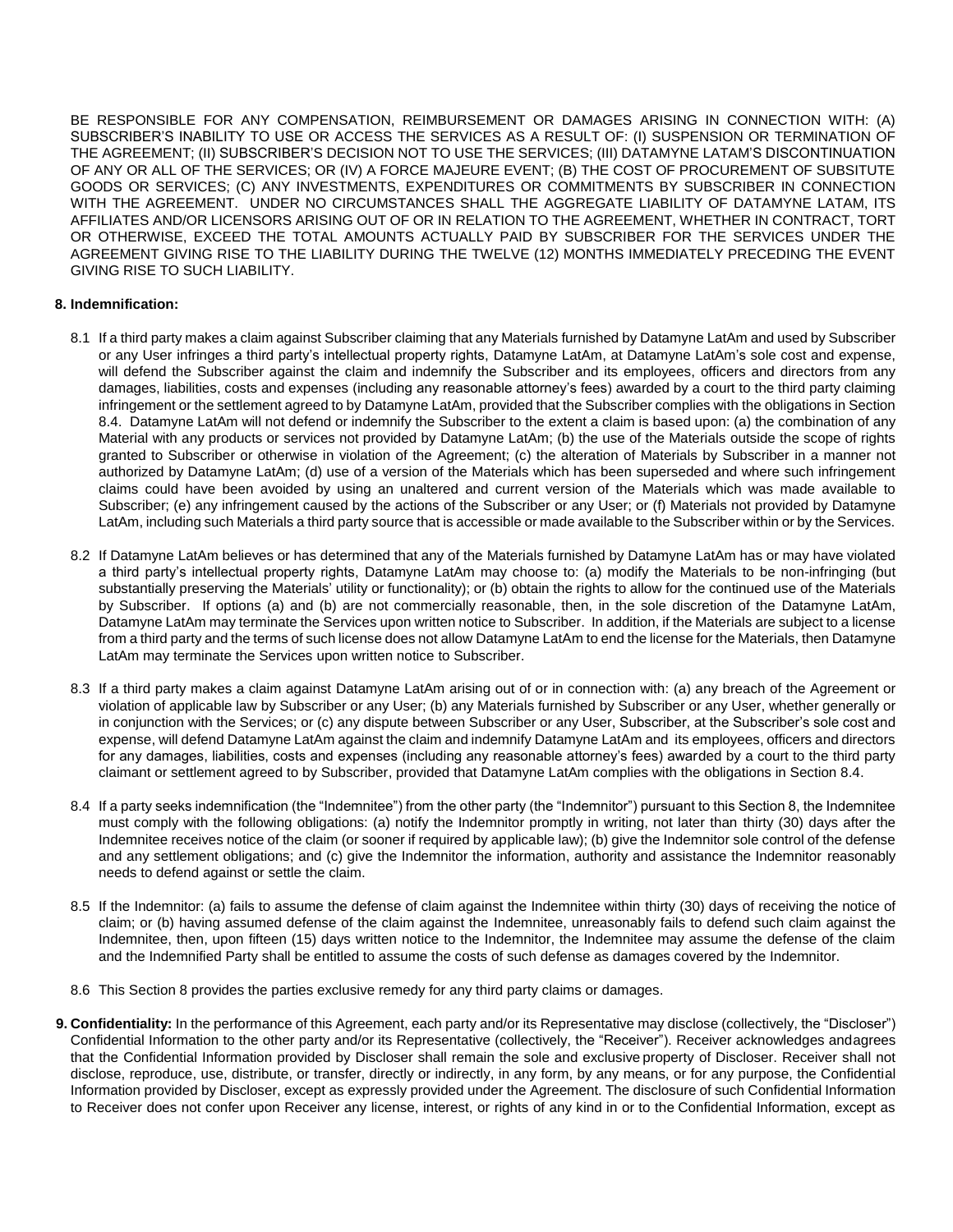BE RESPONSIBLE FOR ANY COMPENSATION, REIMBURSEMENT OR DAMAGES ARISING IN CONNECTION WITH: (A) SUBSCRIBER'S INABILITY TO USE OR ACCESS THE SERVICES AS A RESULT OF: (I) SUSPENSION OR TERMINATION OF THE AGREEMENT; (II) SUBSCRIBER'S DECISION NOT TO USE THE SERVICES; (III) DATAMYNE LATAM'S DISCONTINUATION OF ANY OR ALL OF THE SERVICES; OR (IV) A FORCE MAJEURE EVENT; (B) THE COST OF PROCUREMENT OF SUBSITUTE GOODS OR SERVICES; (C) ANY INVESTMENTS, EXPENDITURES OR COMMITMENTS BY SUBSCRIBER IN CONNECTION WITH THE AGREEMENT. UNDER NO CIRCUMSTANCES SHALL THE AGGREGATE LIABILITY OF DATAMYNE LATAM, ITS AFFILIATES AND/OR LICENSORS ARISING OUT OF OR IN RELATION TO THE AGREEMENT, WHETHER IN CONTRACT, TORT OR OTHERWISE, EXCEED THE TOTAL AMOUNTS ACTUALLY PAID BY SUBSCRIBER FOR THE SERVICES UNDER THE AGREEMENT GIVING RISE TO THE LIABILITY DURING THE TWELVE (12) MONTHS IMMEDIATELY PRECEDING THE EVENT GIVING RISE TO SUCH LIABILITY.

**8. Indemnification:**

8.1 If a third party makes a claim against Subscriber claiming that any Materials furnished by Datamyne LatAm and used by Subscriber or any User infringes a third party's intellectual property rights, Datamyne LatAm, at Datamyne LatAm's sole cost and expense, will defend the Subscriber against the claim and indemnify the Subscriber and its employees, officers and directors from any damages, liabilities, costs and expenses (including any reasonable attorney's fees) awarded by a court to the third party claiming infringement or the settlement agreed to by Datamyne LatAm, provided that the Subscriber complies with the obligations in Section 8.4. Datamyne LatAm will not defend or indemnify the Subscriber to the extent a claim is based upon: (a) the combination of any Material with any products or services not provided by Datamyne LatAm; (b) the use of the Materials outside the scope of rights granted to Subscriber or otherwise in violation of the Agreement; (c) the alteration of Materials by Subscriber in a manner not authorized by Datamyne LatAm; (d) use of a version of the Materials which has been superseded and where such infringement claims could have been avoided by using an unaltered and current version of the Materials which was made available to Subscriber; (e) any infringement caused by the actions of the Subscriber or any User; or (f) Materials not provided by Datamyne LatAm, including such Materials a third party source that is accessible or made available to the Subscriber within or by the Services.

8.2 If Datamyne LatAm believes or has determined that any of the Materials furnished by Datamyne LatAm has or may have violated a third party's intellectual property rights, Datamyne LatAm may choose to: (a) modify the Materials to be non-infringing (but substantially preserving the Materials' utility or functionality); or (b) obtain the rights to allow for the continued use of the Materials by Subscriber. If options (a) and (b) are not commercially reasonable, then, in the sole discretion of the Datamyne LatAm, Datamyne LatAm may terminate the Services upon written notice to Subscriber. In addition, if the Materials are subject to a license from a third party and the terms of such license does not allow Datamyne LatAm to end the license for the Materials, then Datamyne LatAm may terminate the Services upon written notice to Subscriber.

8.3 If a third party makes a claim against Datamyne LatAm arising out of or in connection with: (a) any breach of the Agreement or violation of applicable law by Subscriber or any User; (b) any Materials furnished by Subscriber or any User, whether generally or in conjunction with the Services; or (c) any dispute between Subscriber or any User, Subscriber, at the Subscriber's sole cost and expense, will defend Datamyne LatAm against the claim and indemnify Datamyne LatAm and its employees, officers and directors for any damages, liabilities, costs and expenses (including any reasonable attorney's fees) awarded by a court to the third party claimant or settlement agreed to by Subscriber, provided that Datamyne LatAm complies with the obligations in Section 8.4.

8.4 If a party seeks indemnification (the "Indemnitee") from the other party (the "Indemnitor") pursuant to this Section 8, the Indemnitee must comply with the following obligations: (a) notify the Indemnitor promptly in writing, not later than thirty (30) days after the Indemnitee receives notice of the claim (or sooner if required by applicable law); (b) give the Indemnitor sole control of the defense and any settlement obligations; and (c) give the Indemnitor the information, authority and assistance the Indemnitor reasonably needs to defend against or settle the claim.

8.5 If the Indemnitor: (a) fails to assume the defense of claim against the Indemnitee within thirty (30) days of receiving the notice of claim; or (b) having assumed defense of the claim against the Indemnitee, unreasonably fails to defend such claim against the Indemnitee, then, upon fifteen (15) days written notice to the Indemnitor, the Indemnitee may assume the defense of the claim and the Indemnified Party shall be entitled to assume the costs of such defense as damages covered by the Indemnitor.

8.6 This Section 8 provides the parties exclusive remedy for any third party claims or damages.

**9. Confidentiality:** In the performance of this Agreement, each party and/or its Representative may disclose (collectively, the "Discloser") Confidential Information to the other party and/or its Representative (collectively, the "Receiver"). Receiver acknowledges andagrees that the Confidential Information provided by Discloser shall remain the sole and exclusive property of Discloser. Receiver shall not disclose, reproduce, use, distribute, or transfer, directly or indirectly, in any form, by any means, or for any purpose, the Confidential Information provided by Discloser, except as expressly provided under the Agreement. The disclosure of such Confidential Information to Receiver does not confer upon Receiver any license, interest, or rights of any kind in or to the Confidential Information, except as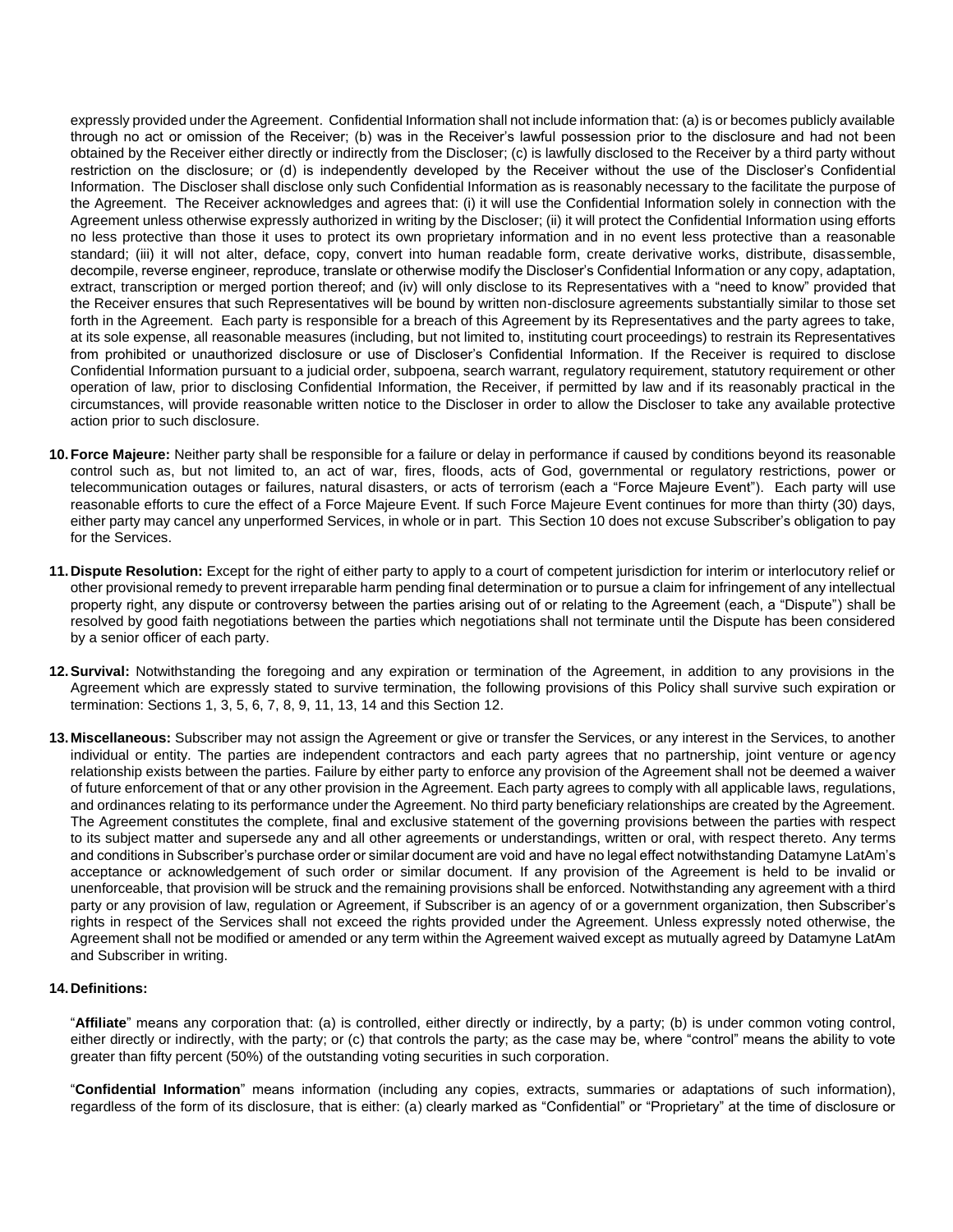expressly provided under the Agreement. Confidential Information shall not include information that: (a) is or becomes publicly available through no act or omission of the Receiver; (b) was in the Receiver's lawful possession prior to the disclosure and had not been obtained by the Receiver either directly or indirectly from the Discloser; (c) is lawfully disclosed to the Receiver by a third party without restriction on the disclosure; or (d) is independently developed by the Receiver without the use of the Discloser's Confidential Information. The Discloser shall disclose only such Confidential Information as is reasonably necessary to the facilitate the purpose of the Agreement. The Receiver acknowledges and agrees that: (i) it will use the Confidential Information solely in connection with the Agreement unless otherwise expressly authorized in writing by the Discloser; (ii) it will protect the Confidential Information using efforts no less protective than those it uses to protect its own proprietary information and in no event less protective than a reasonable standard; (iii) it will not alter, deface, copy, convert into human readable form, create derivative works, distribute, disassemble, decompile, reverse engineer, reproduce, translate or otherwise modify the Discloser's Confidential Information or any copy, adaptation, extract, transcription or merged portion thereof; and (iv) will only disclose to its Representatives with a "need to know" provided that the Receiver ensures that such Representatives will be bound by written non-disclosure agreements substantially similar to those set forth in the Agreement. Each party is responsible for a breach of this Agreement by its Representatives and the party agrees to take, at its sole expense, all reasonable measures (including, but not limited to, instituting court proceedings) to restrain its Representatives from prohibited or unauthorized disclosure or use of Discloser's Confidential Information. If the Receiver is required to disclose Confidential Information pursuant to a judicial order, subpoena, search warrant, regulatory requirement, statutory requirement or other operation of law, prior to disclosing Confidential Information, the Receiver, if permitted by law and if its reasonably practical in the circumstances, will provide reasonable written notice to the Discloser in order to allow the Discloser to take any available protective action prior to such disclosure.

10. **Force Majeure:** Neither party shall be responsible for a failure or delay in performance if caused by conditions beyond its reasonable control such as, but not limited to, an act of war, fires, floods, acts of God, governmental or regulatory restrictions, power or telecommunication outages or failures, natural disasters, or acts of terrorism (each a "Force Majeure Event"). Each party will use reasonable efforts to cure the effect of a Force Majeure Event. If such Force Majeure Event continues for more than thirty (30) days, either party may cancel any unperformed Services, in whole or in part. This Section 10 does not excuse Subscriber's obligation to pay for the Services.

11. **Dispute Resolution:** Except for the right of either party to apply to a court of competent jurisdiction for interim or interlocutory relief or other provisional remedy to prevent irreparable harm pending final determination or to pursue a claim for infringement of any intellectual property right, any dispute or controversy between the parties arising out of or relating to the Agreement (each, a "Dispute") shall be resolved by good faith negotiations between the parties which negotiations shall not terminate until the Dispute has been considered by a senior officer of each party.

12. **Survival:** Notwithstanding the foregoing and any expiration or termination of the Agreement, in addition to any provisions in the Agreement which are expressly stated to survive termination, the following provisions of this Policy shall survive such expiration or termination: Sections 1, 3, 5, 6, 7, 8, 9, 11, 13, 14 and this Section 12.

13. **Miscellaneous:** Subscriber may not assign the Agreement or give or transfer the Services, or any interest in the Services, to another individual or entity. The parties are independent contractors and each party agrees that no partnership, joint venture or agency relationship exists between the parties. Failure by either party to enforce any provision of the Agreement shall not be deemed a waiver of future enforcement of that or any other provision in the Agreement. Each party agrees to comply with all applicable laws, regulations, and ordinances relating to its performance under the Agreement. No third party beneficiary relationships are created by the Agreement. The Agreement constitutes the complete, final and exclusive statement of the governing provisions between the parties with respect to its subject matter and supersede any and all other agreements or understandings, written or oral, with respect thereto. Any terms and conditions in Subscriber's purchase order or similar document are void and have no legal effect notwithstanding Datamyne LatAm's acceptance or acknowledgement of such order or similar document. If any provision of the Agreement is held to be invalid or unenforceable, that provision will be struck and the remaining provisions shall be enforced. Notwithstanding any agreement with a third party or any provision of law, regulation or Agreement, if Subscriber is an agency of or a government organization, then Subscriber's rights in respect of the Services shall not exceed the rights provided under the Agreement. Unless expressly noted otherwise, the Agreement shall not be modified or amended or any term within the Agreement waived except as mutually agreed by Datamyne LatAm and Subscriber in writing.

14. **Definitions:**

"**Affiliate**" means any corporation that: (a) is controlled, either directly or indirectly, by a party; (b) is under common voting control, either directly or indirectly, with the party; or (c) that controls the party; as the case may be, where "control" means the ability to vote greater than fifty percent (50%) of the outstanding voting securities in such corporation.

"**Confidential Information**" means information (including any copies, extracts, summaries or adaptations of such information), regardless of the form of its disclosure, that is either: (a) clearly marked as "Confidential" or "Proprietary" at the time of disclosure or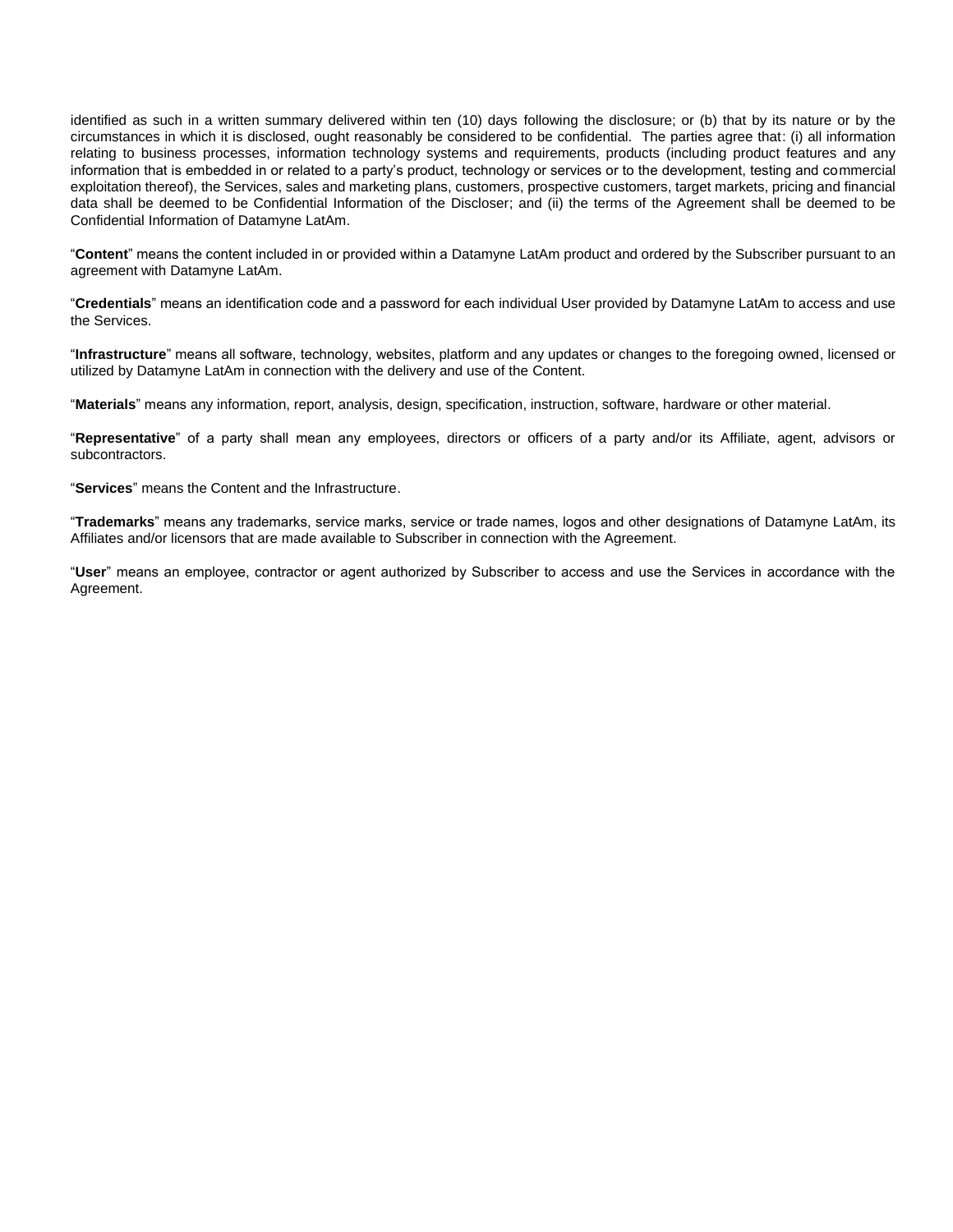identified as such in a written summary delivered within ten (10) days following the disclosure; or (b) that by its nature or by the circumstances in which it is disclosed, ought reasonably be considered to be confidential. The parties agree that: (i) all information relating to business processes, information technology systems and requirements, products (including product features and any information that is embedded in or related to a party's product, technology or services or to the development, testing and commercial exploitation thereof), the Services, sales and marketing plans, customers, prospective customers, target markets, pricing and financial data shall be deemed to be Confidential Information of the Discloser; and (ii) the terms of the Agreement shall be deemed to be Confidential Information of Datamyne LatAm.

"**Content**" means the content included in or provided within a Datamyne LatAm product and ordered by the Subscriber pursuant to an agreement with Datamyne LatAm.

"**Credentials**" means an identification code and a password for each individual User provided by Datamyne LatAm to access and use the Services.

"**Infrastructure**" means all software, technology, websites, platform and any updates or changes to the foregoing owned, licensed or utilized by Datamyne LatAm in connection with the delivery and use of the Content.

"**Materials**" means any information, report, analysis, design, specification, instruction, software, hardware or other material.

"**Representative**" of a party shall mean any employees, directors or officers of a party and/or its Affiliate, agent, advisors or subcontractors.

"**Services**" means the Content and the Infrastructure.

"**Trademarks**" means any trademarks, service marks, service or trade names, logos and other designations of Datamyne LatAm, its Affiliates and/or licensors that are made available to Subscriber in connection with the Agreement.

"**User**" means an employee, contractor or agent authorized by Subscriber to access and use the Services in accordance with the Agreement.